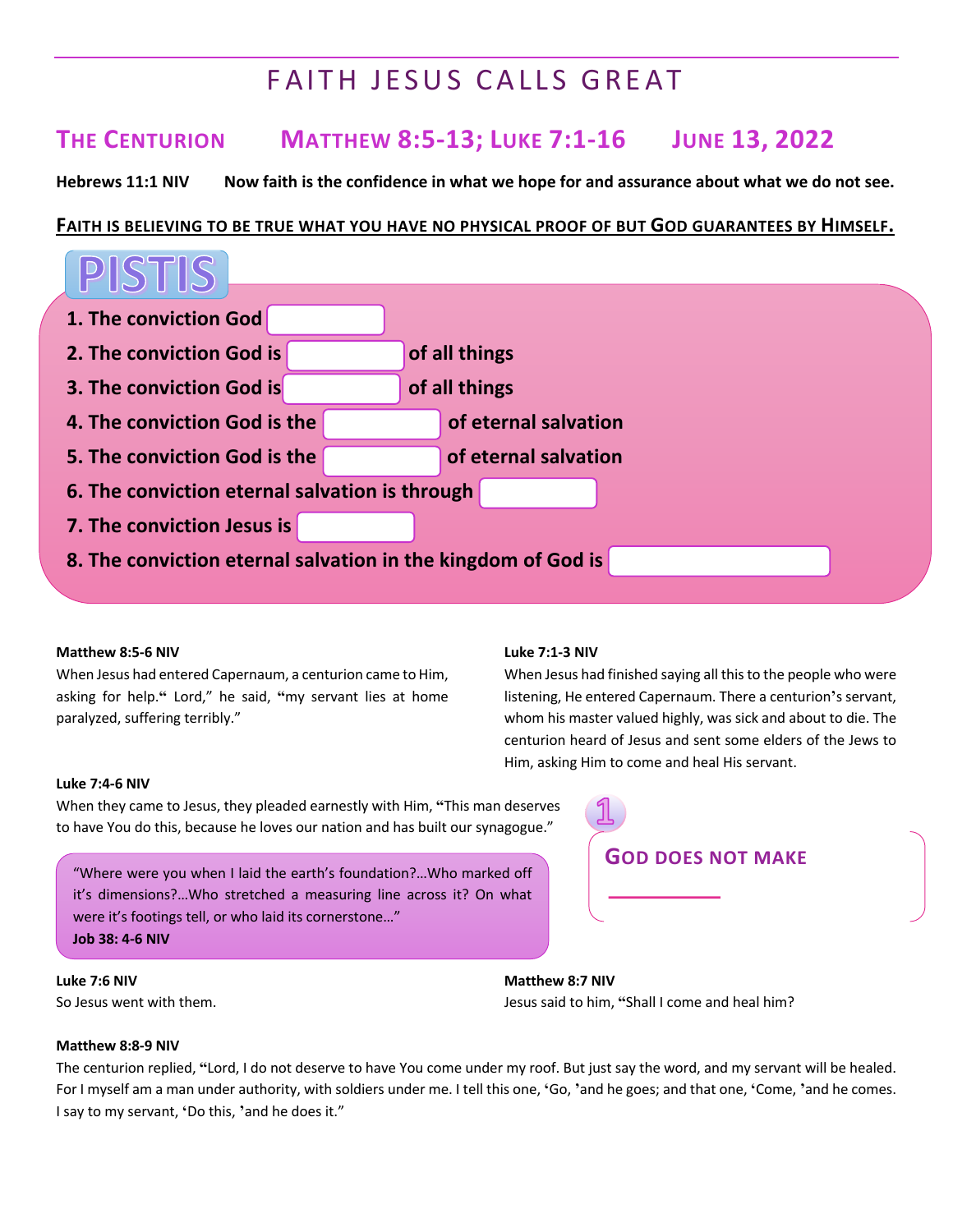# FAITH JESUS CALLS GREAT

## The Centurion  Matthew 8:5-13; Luke 7:1-16  June 13, 2022

**Hebrews 11:1 NIV** **Now faith is the confidence in what we hope for and assurance about what we do not see.**

**Faith is believing to be true what you have no physical proof of but God guarantees by Himself.**

### PISTIS

1. The conviction God ________
2. The conviction God is ________ of all things
3. The conviction God is ________ of all things
4. The conviction God is the ________ of eternal salvation
5. The conviction God is the ________ of eternal salvation
6. The conviction eternal salvation is through ________
7. The conviction Jesus is ________
8. The conviction eternal salvation in the kingdom of God is ________

**Matthew 8:5-6 NIV**
When Jesus had entered Capernaum, a centurion came to Him, asking for help.“ Lord,” he said, “my servant lies at home paralyzed, suffering terribly.”

**Luke 7:1-3 NIV**
When Jesus had finished saying all this to the people who were listening, He entered Capernaum. There a centurion's servant, whom his master valued highly, was sick and about to die. The centurion heard of Jesus and sent some elders of the Jews to Him, asking Him to come and heal His servant.

**Luke 7:4-6 NIV**
When they came to Jesus, they pleaded earnestly with Him, “This man deserves to have You do this, because he loves our nation and has built our synagogue.”

“Where were you when I laid the earth's foundation?…Who marked off it's dimensions?…Who stretched a measuring line across it? On what were it's footings tell, or who laid its cornerstone…”
**Job 38: 4-6 NIV**

**1**

**God does not make ________**

**Luke 7:6 NIV**
So Jesus went with them.

**Matthew 8:7 NIV**
Jesus said to him, “Shall I come and heal him?

**Matthew 8:8-9 NIV**
The centurion replied, “Lord, I do not deserve to have You come under my roof. But just say the word, and my servant will be healed. For I myself am a man under authority, with soldiers under me. I tell this one, ‘Go, ’and he goes; and that one, ‘Come, ’and he comes. I say to my servant, ‘Do this, ’and he does it.”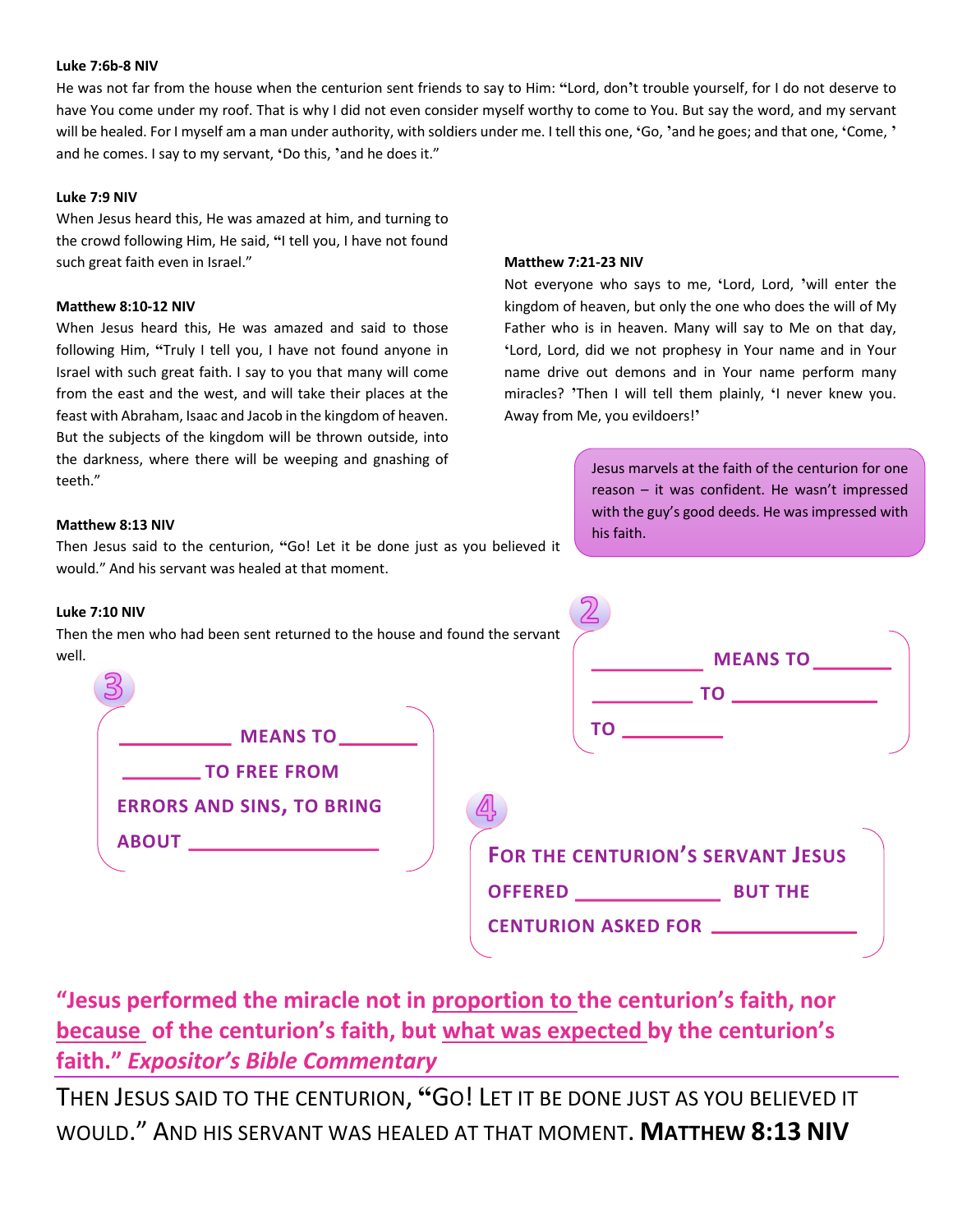**Luke 7:6b-8 NIV**

He was not far from the house when the centurion sent friends to say to Him: "Lord, don't trouble yourself, for I do not deserve to have You come under my roof. That is why I did not even consider myself worthy to come to You. But say the word, and my servant will be healed. For I myself am a man under authority, with soldiers under me. I tell this one, 'Go, 'and he goes; and that one, 'Come, ' and he comes. I say to my servant, 'Do this, 'and he does it."

**Luke 7:9 NIV**

When Jesus heard this, He was amazed at him, and turning to the crowd following Him, He said, "I tell you, I have not found such great faith even in Israel."

**Matthew 8:10-12 NIV**

When Jesus heard this, He was amazed and said to those following Him, "Truly I tell you, I have not found anyone in Israel with such great faith. I say to you that many will come from the east and the west, and will take their places at the feast with Abraham, Isaac and Jacob in the kingdom of heaven. But the subjects of the kingdom will be thrown outside, into the darkness, where there will be weeping and gnashing of teeth."

**Matthew 8:13 NIV**

Then Jesus said to the centurion, "Go! Let it be done just as you believed it would." And his servant was healed at that moment.

**Luke 7:10 NIV**

Then the men who had been sent returned to the house and found the servant well.

**Matthew 7:21-23 NIV**

Not everyone who says to me, 'Lord, Lord, 'will enter the kingdom of heaven, but only the one who does the will of My Father who is in heaven. Many will say to Me on that day, 'Lord, Lord, did we not prophesy in Your name and in Your name drive out demons and in Your name perform many miracles? 'Then I will tell them plainly, 'I never knew you. Away from Me, you evildoers!'

Jesus marvels at the faith of the centurion for one reason – it was confident. He wasn't impressed with the guy's good deeds. He was impressed with his faith.

2

_________ MEANS TO _______ _________ TO _____________ TO __________

3

_________ MEANS TO _______ _______ TO FREE FROM ERRORS AND SINS, TO BRING ABOUT _______________

4

FOR THE CENTURION'S SERVANT JESUS OFFERED ____________ BUT THE CENTURION ASKED FOR ____________

**"Jesus performed the miracle not in proportion to the centurion's faith, nor because of the centurion's faith, but what was expected by the centurion's faith."** ***Expositor's Bible Commentary***

THEN JESUS SAID TO THE CENTURION, "GO! LET IT BE DONE JUST AS YOU BELIEVED IT WOULD." AND HIS SERVANT WAS HEALED AT THAT MOMENT. **MATTHEW 8:13 NIV**